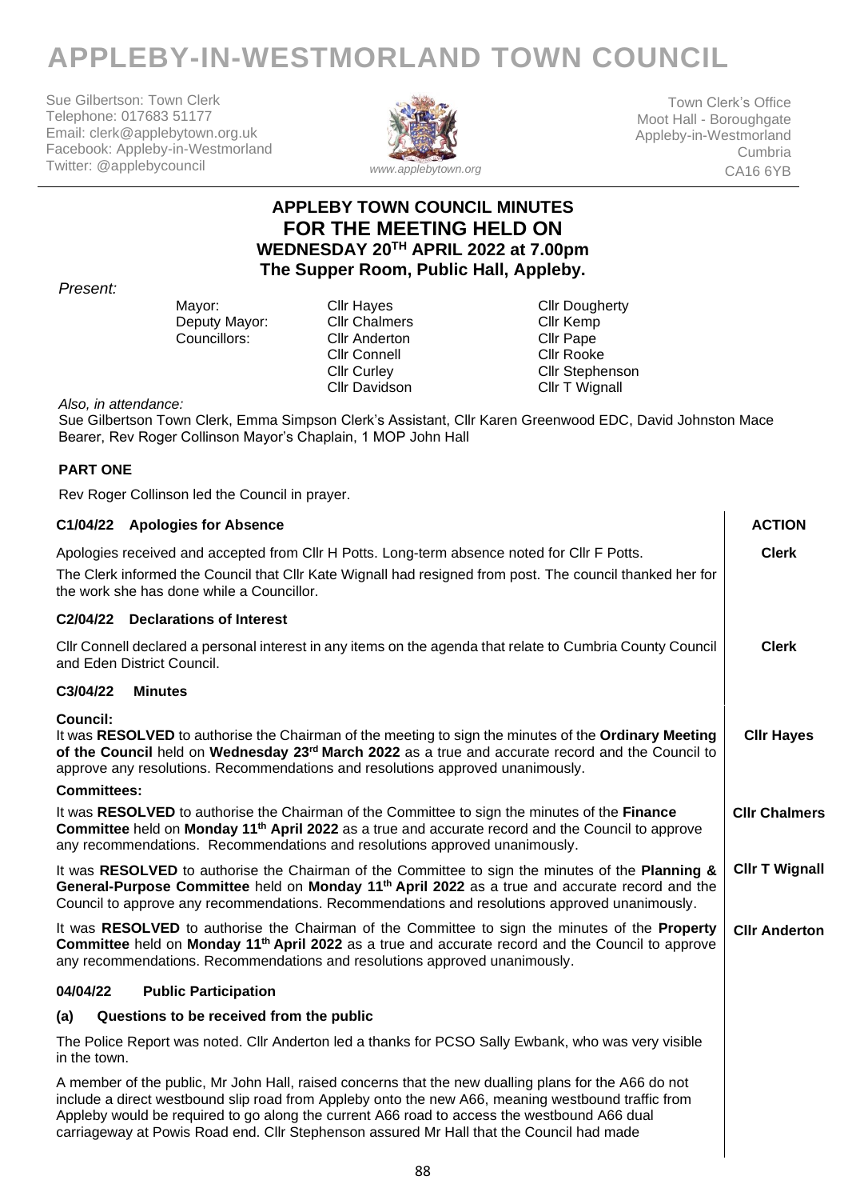# APPLEBY-IN-WESTMORLAND TOWN COUNCIL

Sue Gilbertson: Town Clerk
Telephone: 017683 51177
Email: clerk@applebytown.org.uk
Facebook: Appleby-in-Westmorland
Twitter: @applebycouncil

*www.applebytown.org*

Town Clerk's Office
Moot Hall - Boroughgate
Appleby-in-Westmorland
Cumbria
CA16 6YB

## APPLEBY TOWN COUNCIL MINUTES FOR THE MEETING HELD ON WEDNESDAY 20TH APRIL 2022 at 7.00pm The Supper Room, Public Hall, Appleby.

*Present:*

| | | |
|---|---|---|
| Mayor: | Cllr Hayes | Cllr Dougherty |
| Deputy Mayor: | Cllr Chalmers | Cllr Kemp |
| Councillors: | Cllr Anderton | Cllr Pape |
| | Cllr Connell | Cllr Rooke |
| | Cllr Curley | Cllr Stephenson |
| | Cllr Davidson | Cllr T Wignall |

*Also, in attendance:*

Sue Gilbertson Town Clerk, Emma Simpson Clerk's Assistant, Cllr Karen Greenwood EDC, David Johnston Mace Bearer, Rev Roger Collinson Mayor's Chaplain, 1 MOP John Hall

**PART ONE**

Rev Roger Collinson led the Council in prayer.

| | **ACTION** |
|---|---|
| **C1/04/22 Apologies for Absence** | |
| Apologies received and accepted from Cllr H Potts. Long-term absence noted for Cllr F Potts. The Clerk informed the Council that Cllr Kate Wignall had resigned from post. The council thanked her for the work she has done while a Councillor. | **Clerk** |
| **C2/04/22 Declarations of Interest** | |
| Cllr Connell declared a personal interest in any items on the agenda that relate to Cumbria County Council and Eden District Council. | **Clerk** |
| **C3/04/22 Minutes** | |
| **Council:** It was **RESOLVED** to authorise the Chairman of the meeting to sign the minutes of the **Ordinary Meeting of the Council** held on **Wednesday 23rd March 2022** as a true and accurate record and the Council to approve any resolutions. Recommendations and resolutions approved unanimously. | **Cllr Hayes** |
| **Committees:** | |
| It was **RESOLVED** to authorise the Chairman of the Committee to sign the minutes of the **Finance Committee** held on **Monday 11th April 2022** as a true and accurate record and the Council to approve any recommendations. Recommendations and resolutions approved unanimously. | **Cllr Chalmers** |
| It was **RESOLVED** to authorise the Chairman of the Committee to sign the minutes of the **Planning & General-Purpose Committee** held on **Monday 11th April 2022** as a true and accurate record and the Council to approve any recommendations. Recommendations and resolutions approved unanimously. | **Cllr T Wignall** |
| It was **RESOLVED** to authorise the Chairman of the Committee to sign the minutes of the **Property Committee** held on **Monday 11th April 2022** as a true and accurate record and the Council to approve any recommendations. Recommendations and resolutions approved unanimously. | **Cllr Anderton** |
| **04/04/22 Public Participation** | |
| **(a) Questions to be received from the public** | |
| The Police Report was noted. Cllr Anderton led a thanks for PCSO Sally Ewbank, who was very visible in the town. | |
| A member of the public, Mr John Hall, raised concerns that the new dualling plans for the A66 do not include a direct westbound slip road from Appleby onto the new A66, meaning westbound traffic from Appleby would be required to go along the current A66 road to access the westbound A66 dual carriageway at Powis Road end. Cllr Stephenson assured Mr Hall that the Council had made | |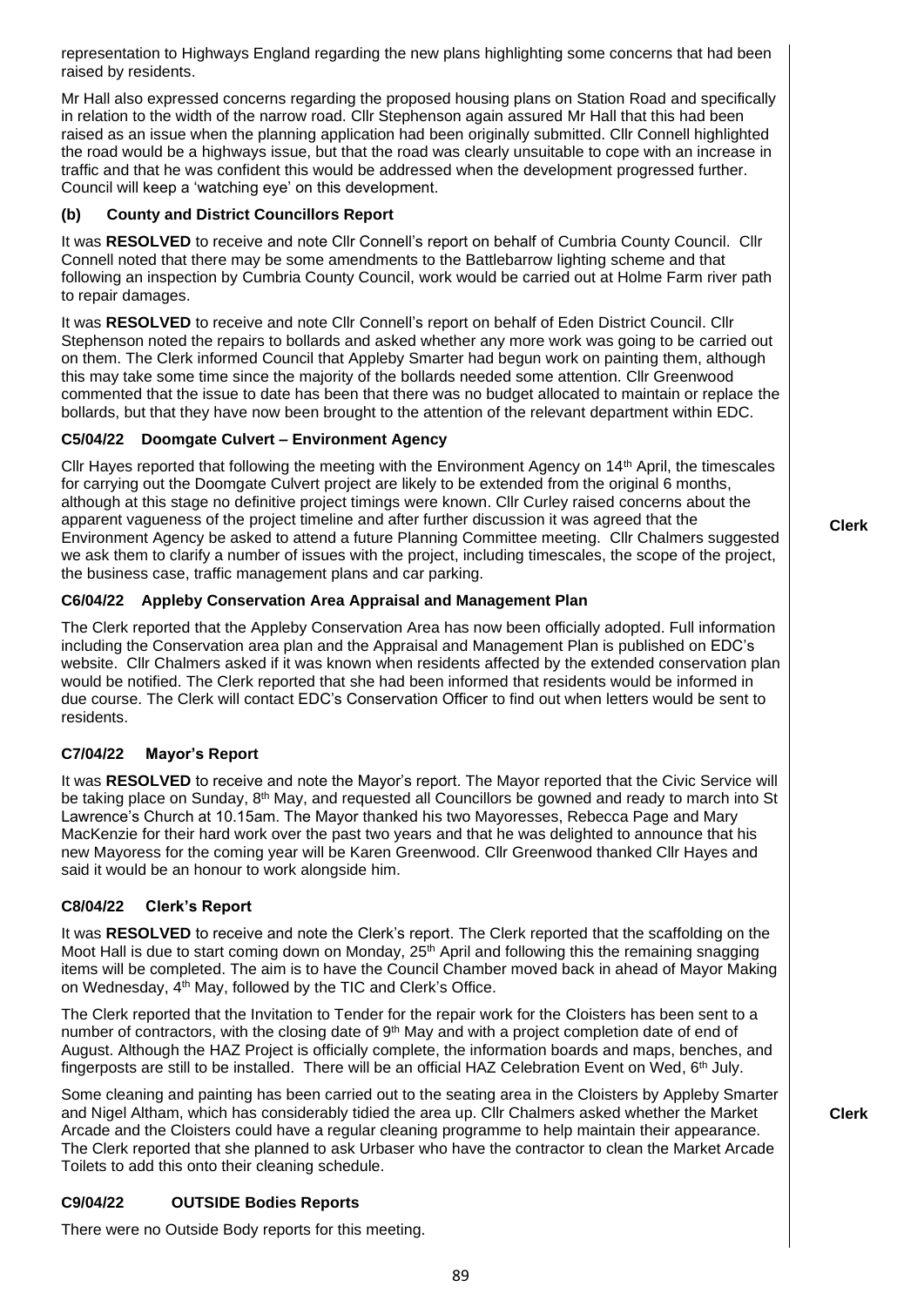representation to Highways England regarding the new plans highlighting some concerns that had been raised by residents.

Mr Hall also expressed concerns regarding the proposed housing plans on Station Road and specifically in relation to the width of the narrow road. Cllr Stephenson again assured Mr Hall that this had been raised as an issue when the planning application had been originally submitted. Cllr Connell highlighted the road would be a highways issue, but that the road was clearly unsuitable to cope with an increase in traffic and that he was confident this would be addressed when the development progressed further. Council will keep a 'watching eye' on this development.

### (b) County and District Councillors Report

It was **RESOLVED** to receive and note Cllr Connell's report on behalf of Cumbria County Council. Cllr Connell noted that there may be some amendments to the Battlebarrow lighting scheme and that following an inspection by Cumbria County Council, work would be carried out at Holme Farm river path to repair damages.

It was **RESOLVED** to receive and note Cllr Connell's report on behalf of Eden District Council. Cllr Stephenson noted the repairs to bollards and asked whether any more work was going to be carried out on them. The Clerk informed Council that Appleby Smarter had begun work on painting them, although this may take some time since the majority of the bollards needed some attention. Cllr Greenwood commented that the issue to date has been that there was no budget allocated to maintain or replace the bollards, but that they have now been brought to the attention of the relevant department within EDC.

### C5/04/22 Doomgate Culvert – Environment Agency

Cllr Hayes reported that following the meeting with the Environment Agency on 14th April, the timescales for carrying out the Doomgate Culvert project are likely to be extended from the original 6 months, although at this stage no definitive project timings were known. Cllr Curley raised concerns about the apparent vagueness of the project timeline and after further discussion it was agreed that the Environment Agency be asked to attend a future Planning Committee meeting. Cllr Chalmers suggested we ask them to clarify a number of issues with the project, including timescales, the scope of the project, the business case, traffic management plans and car parking.

**Clerk**

### C6/04/22 Appleby Conservation Area Appraisal and Management Plan

The Clerk reported that the Appleby Conservation Area has now been officially adopted. Full information including the Conservation area plan and the Appraisal and Management Plan is published on EDC's website. Cllr Chalmers asked if it was known when residents affected by the extended conservation plan would be notified. The Clerk reported that she had been informed that residents would be informed in due course. The Clerk will contact EDC's Conservation Officer to find out when letters would be sent to residents.

### C7/04/22 Mayor's Report

It was **RESOLVED** to receive and note the Mayor's report. The Mayor reported that the Civic Service will be taking place on Sunday, 8th May, and requested all Councillors be gowned and ready to march into St Lawrence's Church at 10.15am. The Mayor thanked his two Mayoresses, Rebecca Page and Mary MacKenzie for their hard work over the past two years and that he was delighted to announce that his new Mayoress for the coming year will be Karen Greenwood. Cllr Greenwood thanked Cllr Hayes and said it would be an honour to work alongside him.

### C8/04/22 Clerk's Report

It was **RESOLVED** to receive and note the Clerk's report. The Clerk reported that the scaffolding on the Moot Hall is due to start coming down on Monday, 25th April and following this the remaining snagging items will be completed. The aim is to have the Council Chamber moved back in ahead of Mayor Making on Wednesday, 4th May, followed by the TIC and Clerk's Office.

The Clerk reported that the Invitation to Tender for the repair work for the Cloisters has been sent to a number of contractors, with the closing date of 9th May and with a project completion date of end of August. Although the HAZ Project is officially complete, the information boards and maps, benches, and fingerposts are still to be installed. There will be an official HAZ Celebration Event on Wed, 6th July.

Some cleaning and painting has been carried out to the seating area in the Cloisters by Appleby Smarter and Nigel Altham, which has considerably tidied the area up. Cllr Chalmers asked whether the Market Arcade and the Cloisters could have a regular cleaning programme to help maintain their appearance. The Clerk reported that she planned to ask Urbaser who have the contractor to clean the Market Arcade Toilets to add this onto their cleaning schedule.

**Clerk**

### C9/04/22 OUTSIDE Bodies Reports

There were no Outside Body reports for this meeting.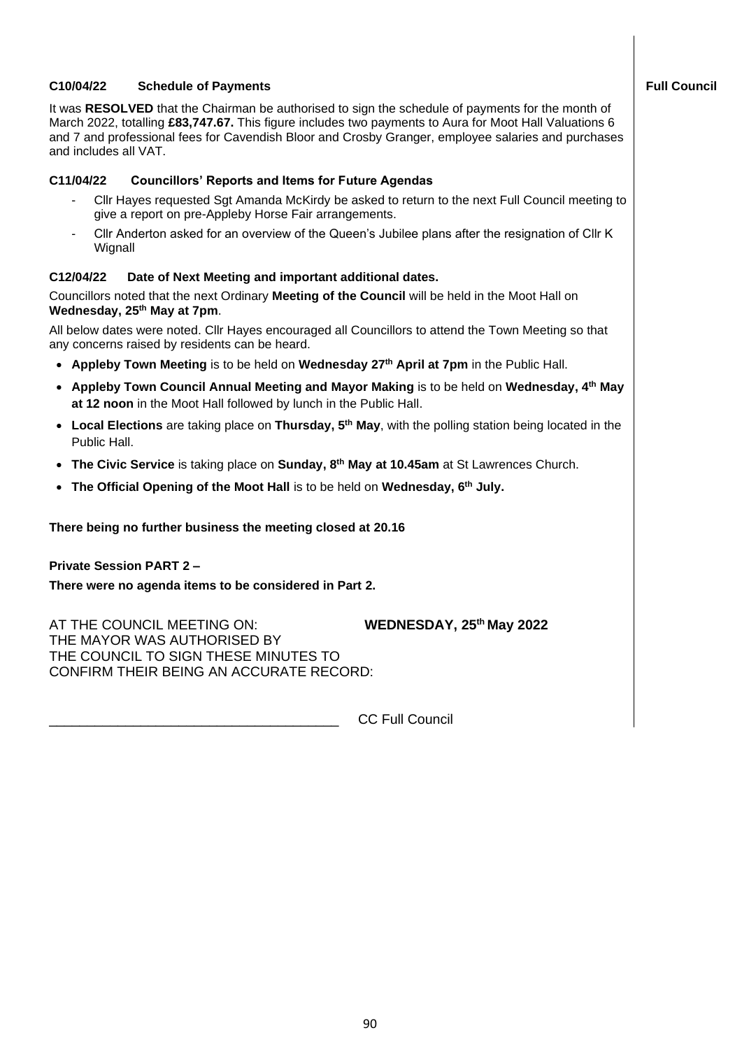### C10/04/22 Schedule of Payments

**Full Council**

It was **RESOLVED** that the Chairman be authorised to sign the schedule of payments for the month of March 2022, totalling **£83,747.67.** This figure includes two payments to Aura for Moot Hall Valuations 6 and 7 and professional fees for Cavendish Bloor and Crosby Granger, employee salaries and purchases and includes all VAT.

### C11/04/22 Councillors' Reports and Items for Future Agendas

- Cllr Hayes requested Sgt Amanda McKirdy be asked to return to the next Full Council meeting to give a report on pre-Appleby Horse Fair arrangements.
- Cllr Anderton asked for an overview of the Queen's Jubilee plans after the resignation of Cllr K Wignall

### C12/04/22 Date of Next Meeting and important additional dates.

Councillors noted that the next Ordinary **Meeting of the Council** will be held in the Moot Hall on **Wednesday, 25th May at 7pm**.

All below dates were noted. Cllr Hayes encouraged all Councillors to attend the Town Meeting so that any concerns raised by residents can be heard.

- **Appleby Town Meeting** is to be held on **Wednesday 27th April at 7pm** in the Public Hall.
- **Appleby Town Council Annual Meeting and Mayor Making** is to be held on **Wednesday, 4th May at 12 noon** in the Moot Hall followed by lunch in the Public Hall.
- **Local Elections** are taking place on **Thursday, 5th May**, with the polling station being located in the Public Hall.
- **The Civic Service** is taking place on **Sunday, 8th May at 10.45am** at St Lawrences Church.
- **The Official Opening of the Moot Hall** is to be held on **Wednesday, 6th July.**

**There being no further business the meeting closed at 20.16**

**Private Session PART 2 –**

**There were no agenda items to be considered in Part 2.**

AT THE COUNCIL MEETING ON: **WEDNESDAY, 25th May 2022**
THE MAYOR WAS AUTHORISED BY
THE COUNCIL TO SIGN THESE MINUTES TO
CONFIRM THEIR BEING AN ACCURATE RECORD:

_______________________________________ CC Full Council